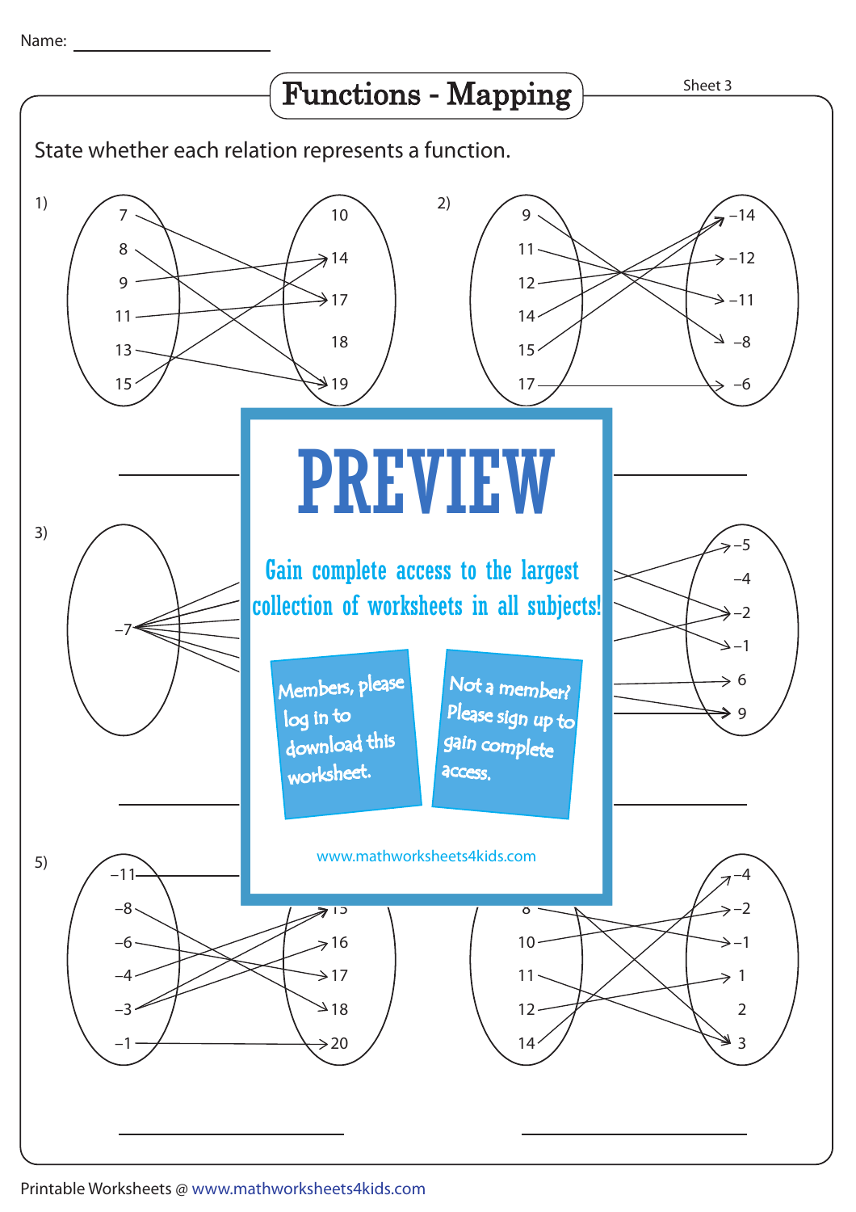Name: ____________________

# Functions - Mapping

Sheet 3

State whether each relation represents a function.

1)

Domain: 7, 8, 9, 11, 13, 15

Range: 10, 14, 17, 18, 19

______________________

2)

Domain: 9, 11, 12, 14, 15, 17

Range: −14, −12, −11, −8, −6

______________________

3)

Domain: −7

______________________

4)

Range: −5, −4, −2, −1, 6, 9

______________________

5)

Domain: −11, −8, −6, −4, −3, −1

Range: 15, 16, 17, 18, 20

______________________

6)

Domain: 8, 10, 11, 12, 14

Range: −4, −2, −1, 1, 2, 3

______________________

**PREVIEW**

Gain complete access to the largest collection of worksheets in all subjects!

Members, please log in to download this worksheet.

Not a member? Please sign up to gain complete access.

www.mathworksheets4kids.com

Printable Worksheets @ www.mathworksheets4kids.com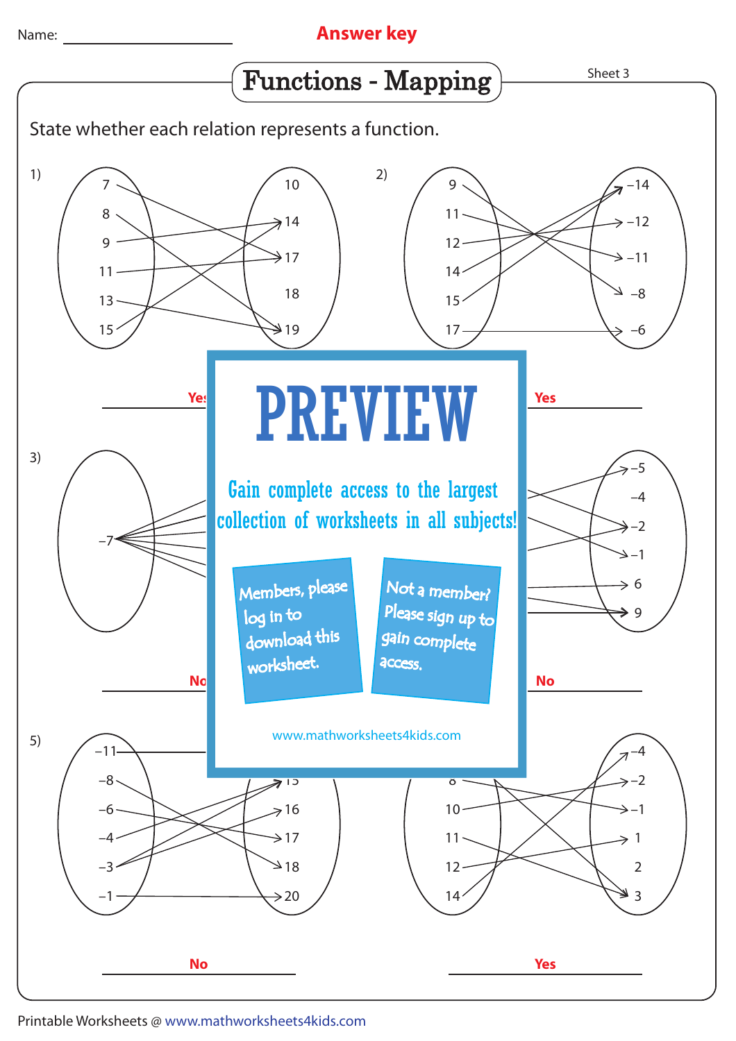Name: ____________________

**Answer key**

# Functions - Mapping

Sheet 3

State whether each relation represents a function.

1)

7
8
9
11
13
15

10
14
17
18
19

Yes

2)

9
11
12
14
15
17

−14
−12
−11
−8
−6

Yes

3)

−7

No

4)

−5
−4
−2
−1
6
9

No

5)

−11
−8
−6
−4
−3
−1

15
16
17
18
20

No

6)

8
10
11
12
14

−4
−2
−1
1
2
3

Yes

PREVIEW

Gain complete access to the largest collection of worksheets in all subjects!

Members, please log in to download this worksheet.

Not a member? Please sign up to gain complete access.

www.mathworksheets4kids.com

Printable Worksheets @ www.mathworksheets4kids.com